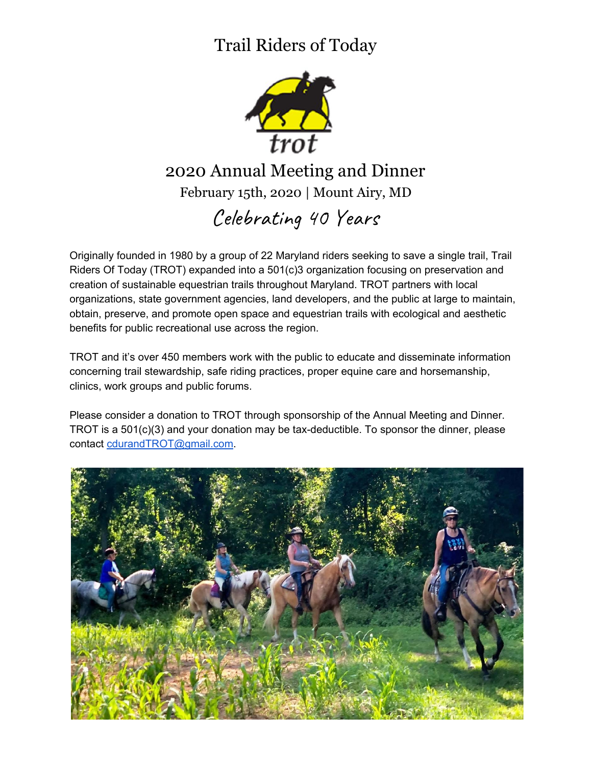# Trail Riders of Today

trot

## 2020 Annual Meeting and Dinner

February 15th, 2020 | Mount Airy, MD

### *Celebrating 40 Years*

Originally founded in 1980 by a group of 22 Maryland riders seeking to save a single trail, Trail Riders Of Today (TROT) expanded into a 501(c)3 organization focusing on preservation and creation of sustainable equestrian trails throughout Maryland. TROT partners with local organizations, state government agencies, land developers, and the public at large to maintain, obtain, preserve, and promote open space and equestrian trails with ecological and aesthetic benefits for public recreational use across the region.

TROT and it's over 450 members work with the public to educate and disseminate information concerning trail stewardship, safe riding practices, proper equine care and horsemanship, clinics, work groups and public forums.

Please consider a donation to TROT through sponsorship of the Annual Meeting and Dinner. TROT is a 501(c)(3) and your donation may be tax-deductible. To sponsor the dinner, please contact cdurandTROT@gmail.com.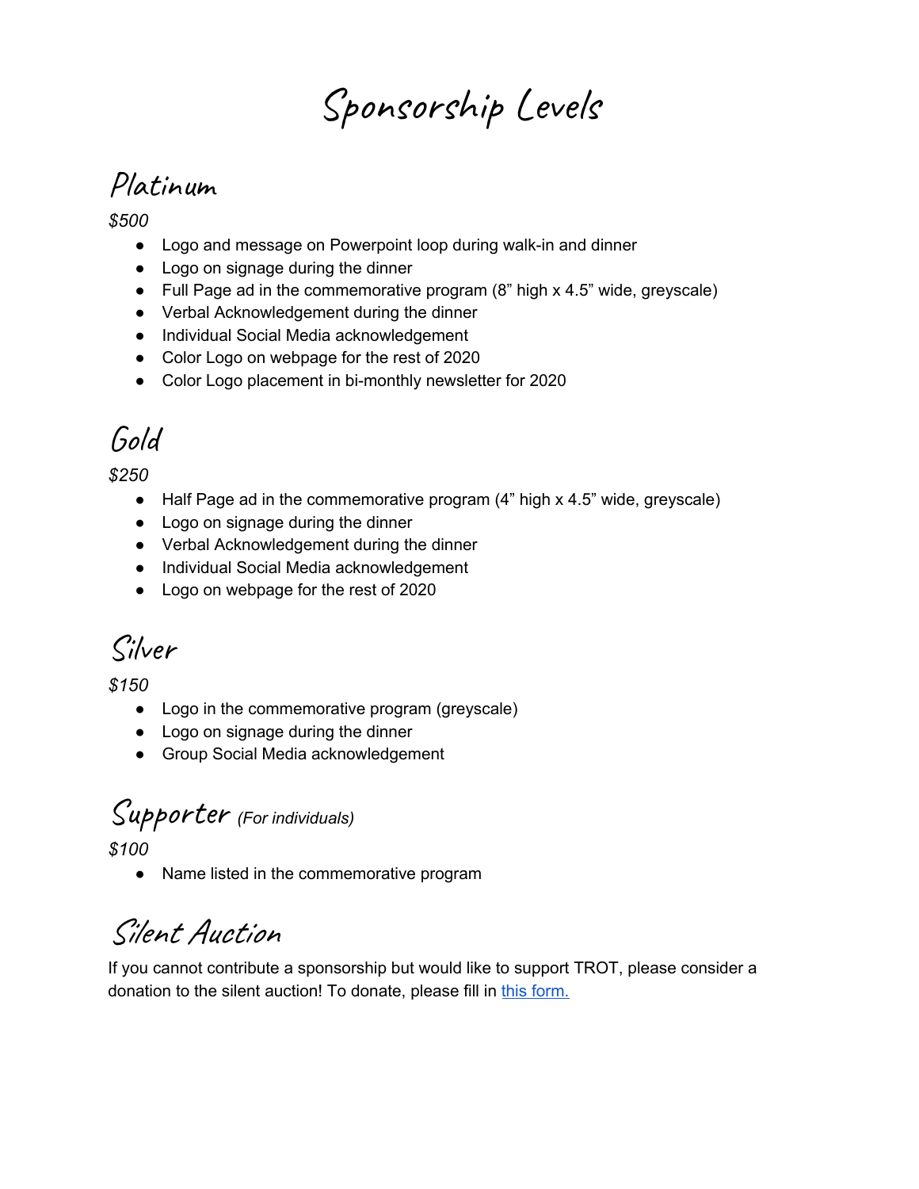# Sponsorship Levels

## Platinum

*$500*

- Logo and message on Powerpoint loop during walk-in and dinner
- Logo on signage during the dinner
- Full Page ad in the commemorative program (8” high x 4.5” wide, greyscale)
- Verbal Acknowledgement during the dinner
- Individual Social Media acknowledgement
- Color Logo on webpage for the rest of 2020
- Color Logo placement in bi-monthly newsletter for 2020

## Gold

*$250*

- Half Page ad in the commemorative program (4” high x 4.5” wide, greyscale)
- Logo on signage during the dinner
- Verbal Acknowledgement during the dinner
- Individual Social Media acknowledgement
- Logo on webpage for the rest of 2020

## Silver

*$150*

- Logo in the commemorative program (greyscale)
- Logo on signage during the dinner
- Group Social Media acknowledgement

## Supporter *(For individuals)*

*$100*

- Name listed in the commemorative program

## Silent Auction

If you cannot contribute a sponsorship but would like to support TROT, please consider a donation to the silent auction! To donate, please fill in this form.